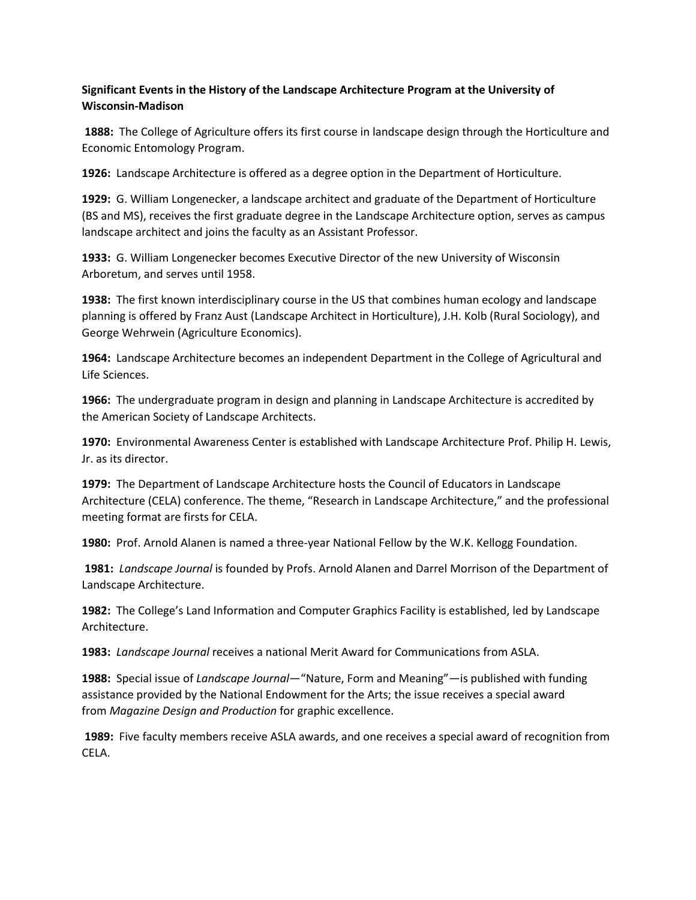**Significant Events in the History of the Landscape Architecture Program at the University of Wisconsin-Madison**

**1888:** The College of Agriculture offers its first course in landscape design through the Horticulture and Economic Entomology Program.

**1926:** Landscape Architecture is offered as a degree option in the Department of Horticulture.

**1929:** G. William Longenecker, a landscape architect and graduate of the Department of Horticulture (BS and MS), receives the first graduate degree in the Landscape Architecture option, serves as campus landscape architect and joins the faculty as an Assistant Professor.

**1933:** G. William Longenecker becomes Executive Director of the new University of Wisconsin Arboretum, and serves until 1958.

**1938:** The first known interdisciplinary course in the US that combines human ecology and landscape planning is offered by Franz Aust (Landscape Architect in Horticulture), J.H. Kolb (Rural Sociology), and George Wehrwein (Agriculture Economics).

**1964:** Landscape Architecture becomes an independent Department in the College of Agricultural and Life Sciences.

**1966:** The undergraduate program in design and planning in Landscape Architecture is accredited by the American Society of Landscape Architects.

**1970:** Environmental Awareness Center is established with Landscape Architecture Prof. Philip H. Lewis, Jr. as its director.

**1979:** The Department of Landscape Architecture hosts the Council of Educators in Landscape Architecture (CELA) conference. The theme, "Research in Landscape Architecture," and the professional meeting format are firsts for CELA.

**1980:** Prof. Arnold Alanen is named a three-year National Fellow by the W.K. Kellogg Foundation.

**1981:** *Landscape Journal* is founded by Profs. Arnold Alanen and Darrel Morrison of the Department of Landscape Architecture.

**1982:** The College's Land Information and Computer Graphics Facility is established, led by Landscape Architecture.

**1983:** *Landscape Journal* receives a national Merit Award for Communications from ASLA.

**1988:** Special issue of *Landscape Journal*—"Nature, Form and Meaning"—is published with funding assistance provided by the National Endowment for the Arts; the issue receives a special award from *Magazine Design and Production* for graphic excellence.

**1989:** Five faculty members receive ASLA awards, and one receives a special award of recognition from CELA.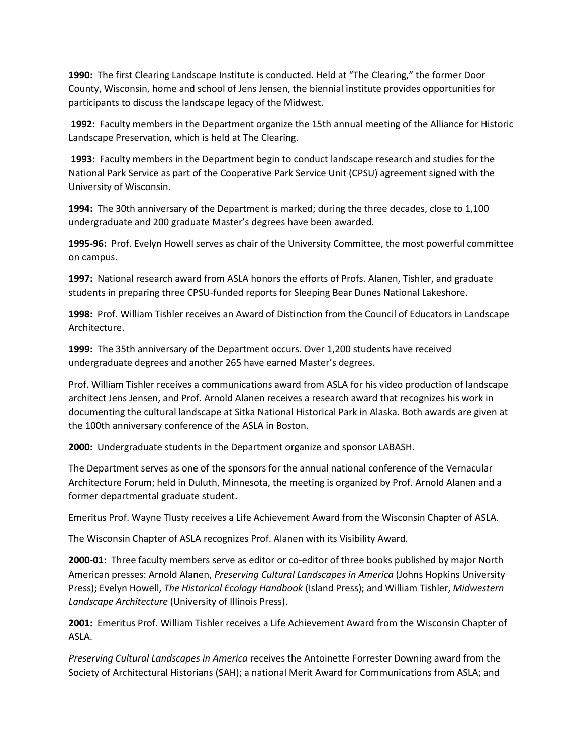**1990:** The first Clearing Landscape Institute is conducted. Held at "The Clearing," the former Door County, Wisconsin, home and school of Jens Jensen, the biennial institute provides opportunities for participants to discuss the landscape legacy of the Midwest.

**1992:** Faculty members in the Department organize the 15th annual meeting of the Alliance for Historic Landscape Preservation, which is held at The Clearing.

**1993:** Faculty members in the Department begin to conduct landscape research and studies for the National Park Service as part of the Cooperative Park Service Unit (CPSU) agreement signed with the University of Wisconsin.

**1994:** The 30th anniversary of the Department is marked; during the three decades, close to 1,100 undergraduate and 200 graduate Master's degrees have been awarded.

**1995-96:** Prof. Evelyn Howell serves as chair of the University Committee, the most powerful committee on campus.

**1997:** National research award from ASLA honors the efforts of Profs. Alanen, Tishler, and graduate students in preparing three CPSU-funded reports for Sleeping Bear Dunes National Lakeshore.

**1998:** Prof. William Tishler receives an Award of Distinction from the Council of Educators in Landscape Architecture.

**1999:** The 35th anniversary of the Department occurs. Over 1,200 students have received undergraduate degrees and another 265 have earned Master's degrees.

Prof. William Tishler receives a communications award from ASLA for his video production of landscape architect Jens Jensen, and Prof. Arnold Alanen receives a research award that recognizes his work in documenting the cultural landscape at Sitka National Historical Park in Alaska. Both awards are given at the 100th anniversary conference of the ASLA in Boston.

**2000:** Undergraduate students in the Department organize and sponsor LABASH.

The Department serves as one of the sponsors for the annual national conference of the Vernacular Architecture Forum; held in Duluth, Minnesota, the meeting is organized by Prof. Arnold Alanen and a former departmental graduate student.

Emeritus Prof. Wayne Tlusty receives a Life Achievement Award from the Wisconsin Chapter of ASLA.

The Wisconsin Chapter of ASLA recognizes Prof. Alanen with its Visibility Award.

**2000-01:** Three faculty members serve as editor or co-editor of three books published by major North American presses: Arnold Alanen, *Preserving Cultural Landscapes in America* (Johns Hopkins University Press); Evelyn Howell, *The Historical Ecology Handbook* (Island Press); and William Tishler, *Midwestern Landscape Architecture* (University of Illinois Press).

**2001:** Emeritus Prof. William Tishler receives a Life Achievement Award from the Wisconsin Chapter of ASLA.

*Preserving Cultural Landscapes in America* receives the Antoinette Forrester Downing award from the Society of Architectural Historians (SAH); a national Merit Award for Communications from ASLA; and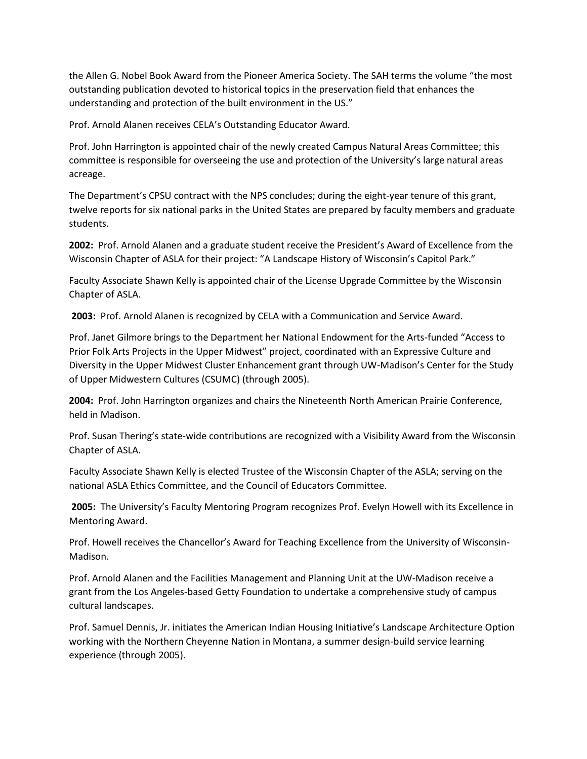the Allen G. Nobel Book Award from the Pioneer America Society. The SAH terms the volume "the most outstanding publication devoted to historical topics in the preservation field that enhances the understanding and protection of the built environment in the US."

Prof. Arnold Alanen receives CELA's Outstanding Educator Award.

Prof. John Harrington is appointed chair of the newly created Campus Natural Areas Committee; this committee is responsible for overseeing the use and protection of the University's large natural areas acreage.

The Department's CPSU contract with the NPS concludes; during the eight-year tenure of this grant, twelve reports for six national parks in the United States are prepared by faculty members and graduate students.

**2002:** Prof. Arnold Alanen and a graduate student receive the President's Award of Excellence from the Wisconsin Chapter of ASLA for their project: "A Landscape History of Wisconsin's Capitol Park."

Faculty Associate Shawn Kelly is appointed chair of the License Upgrade Committee by the Wisconsin Chapter of ASLA.

**2003:** Prof. Arnold Alanen is recognized by CELA with a Communication and Service Award.

Prof. Janet Gilmore brings to the Department her National Endowment for the Arts-funded "Access to Prior Folk Arts Projects in the Upper Midwest" project, coordinated with an Expressive Culture and Diversity in the Upper Midwest Cluster Enhancement grant through UW-Madison's Center for the Study of Upper Midwestern Cultures (CSUMC) (through 2005).

**2004:** Prof. John Harrington organizes and chairs the Nineteenth North American Prairie Conference, held in Madison.

Prof. Susan Thering's state-wide contributions are recognized with a Visibility Award from the Wisconsin Chapter of ASLA.

Faculty Associate Shawn Kelly is elected Trustee of the Wisconsin Chapter of the ASLA; serving on the national ASLA Ethics Committee, and the Council of Educators Committee.

**2005:** The University's Faculty Mentoring Program recognizes Prof. Evelyn Howell with its Excellence in Mentoring Award.

Prof. Howell receives the Chancellor's Award for Teaching Excellence from the University of Wisconsin-Madison.

Prof. Arnold Alanen and the Facilities Management and Planning Unit at the UW-Madison receive a grant from the Los Angeles-based Getty Foundation to undertake a comprehensive study of campus cultural landscapes.

Prof. Samuel Dennis, Jr. initiates the American Indian Housing Initiative's Landscape Architecture Option working with the Northern Cheyenne Nation in Montana, a summer design-build service learning experience (through 2005).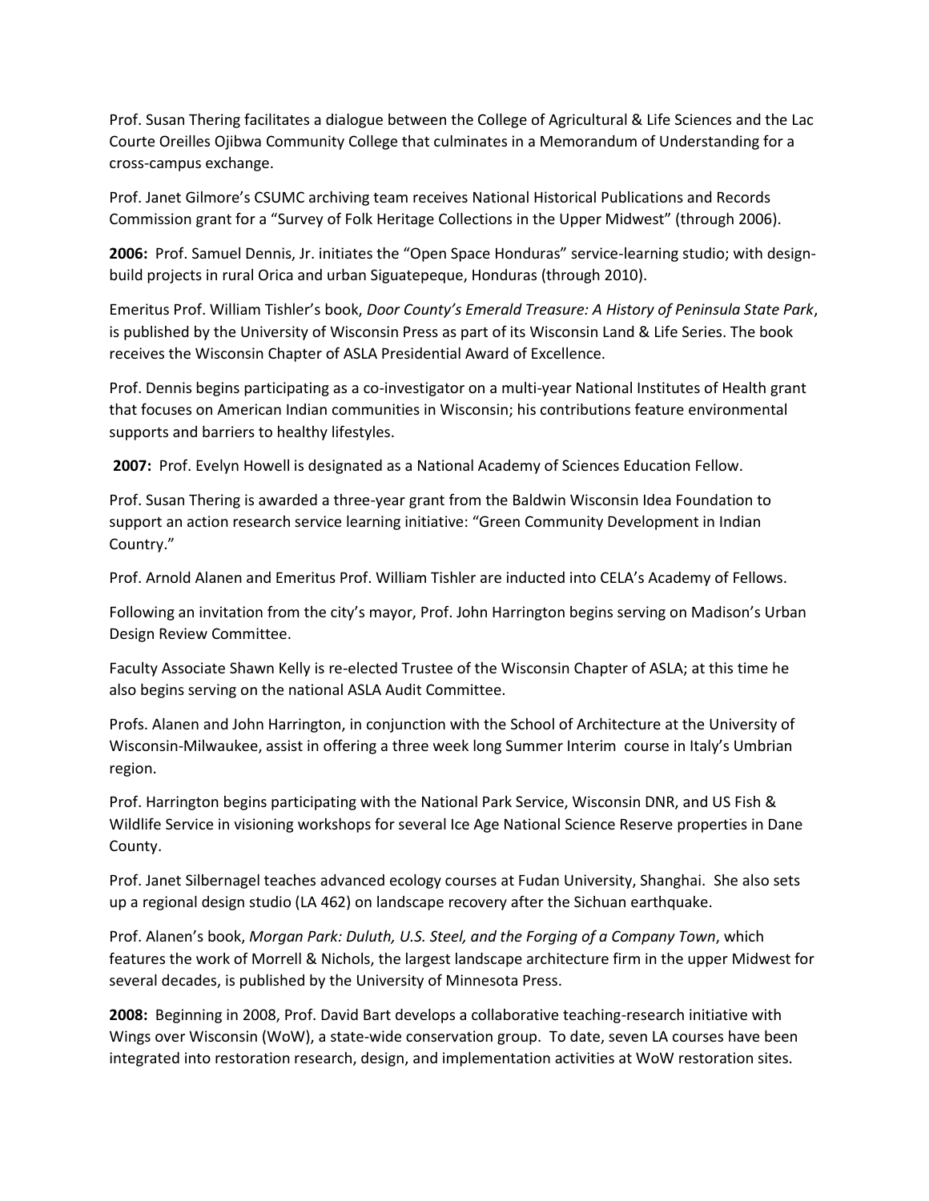Prof. Susan Thering facilitates a dialogue between the College of Agricultural & Life Sciences and the Lac Courte Oreilles Ojibwa Community College that culminates in a Memorandum of Understanding for a cross-campus exchange.

Prof. Janet Gilmore's CSUMC archiving team receives National Historical Publications and Records Commission grant for a "Survey of Folk Heritage Collections in the Upper Midwest" (through 2006).

**2006:** Prof. Samuel Dennis, Jr. initiates the "Open Space Honduras" service-learning studio; with design-build projects in rural Orica and urban Siguatepeque, Honduras (through 2010).

Emeritus Prof. William Tishler's book, *Door County's Emerald Treasure: A History of Peninsula State Park*, is published by the University of Wisconsin Press as part of its Wisconsin Land & Life Series. The book receives the Wisconsin Chapter of ASLA Presidential Award of Excellence.

Prof. Dennis begins participating as a co-investigator on a multi-year National Institutes of Health grant that focuses on American Indian communities in Wisconsin; his contributions feature environmental supports and barriers to healthy lifestyles.

**2007:** Prof. Evelyn Howell is designated as a National Academy of Sciences Education Fellow.

Prof. Susan Thering is awarded a three-year grant from the Baldwin Wisconsin Idea Foundation to support an action research service learning initiative: "Green Community Development in Indian Country."

Prof. Arnold Alanen and Emeritus Prof. William Tishler are inducted into CELA's Academy of Fellows.

Following an invitation from the city's mayor, Prof. John Harrington begins serving on Madison's Urban Design Review Committee.

Faculty Associate Shawn Kelly is re-elected Trustee of the Wisconsin Chapter of ASLA; at this time he also begins serving on the national ASLA Audit Committee.

Profs. Alanen and John Harrington, in conjunction with the School of Architecture at the University of Wisconsin-Milwaukee, assist in offering a three week long Summer Interim course in Italy's Umbrian region.

Prof. Harrington begins participating with the National Park Service, Wisconsin DNR, and US Fish & Wildlife Service in visioning workshops for several Ice Age National Science Reserve properties in Dane County.

Prof. Janet Silbernagel teaches advanced ecology courses at Fudan University, Shanghai. She also sets up a regional design studio (LA 462) on landscape recovery after the Sichuan earthquake.

Prof. Alanen's book, *Morgan Park: Duluth, U.S. Steel, and the Forging of a Company Town*, which features the work of Morrell & Nichols, the largest landscape architecture firm in the upper Midwest for several decades, is published by the University of Minnesota Press.

**2008:** Beginning in 2008, Prof. David Bart develops a collaborative teaching-research initiative with Wings over Wisconsin (WoW), a state-wide conservation group. To date, seven LA courses have been integrated into restoration research, design, and implementation activities at WoW restoration sites.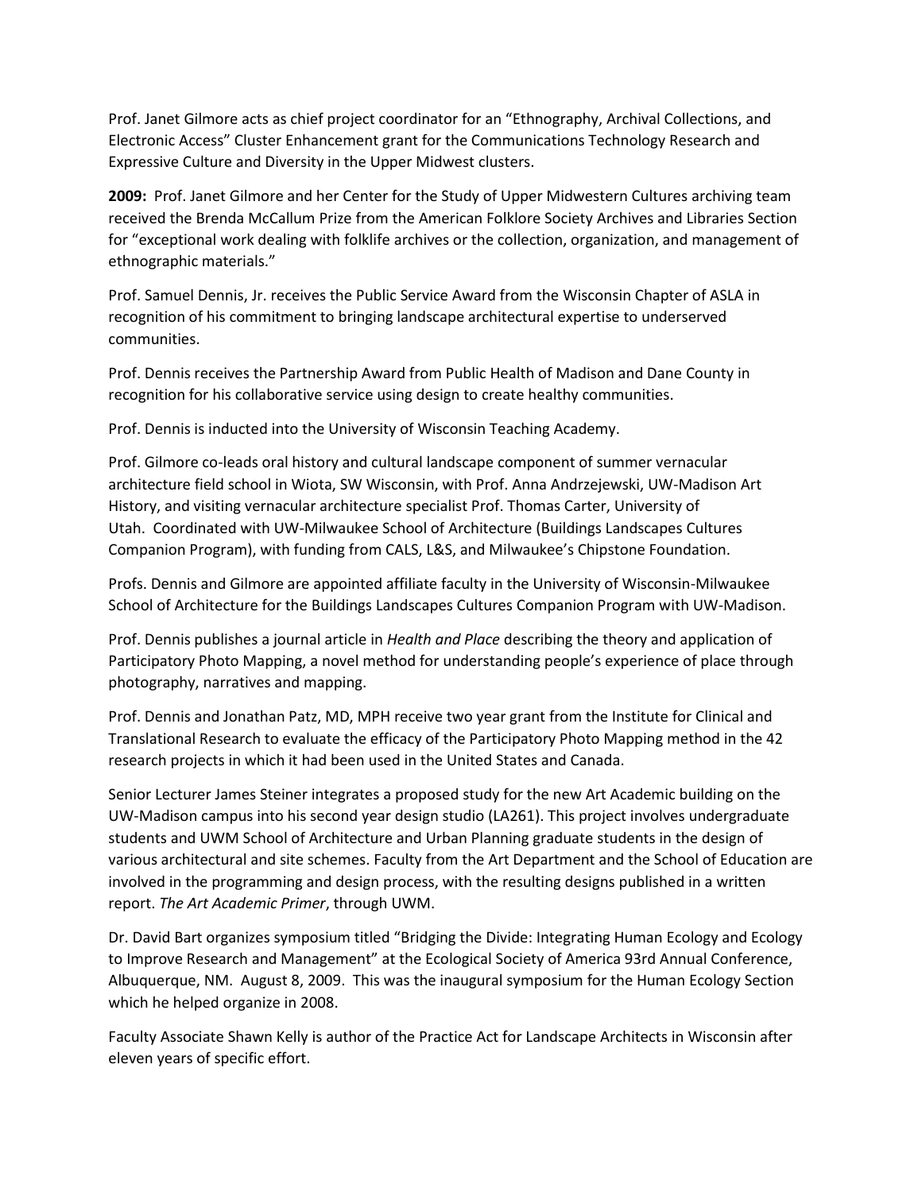Prof. Janet Gilmore acts as chief project coordinator for an "Ethnography, Archival Collections, and Electronic Access" Cluster Enhancement grant for the Communications Technology Research and Expressive Culture and Diversity in the Upper Midwest clusters.

**2009:** Prof. Janet Gilmore and her Center for the Study of Upper Midwestern Cultures archiving team received the Brenda McCallum Prize from the American Folklore Society Archives and Libraries Section for "exceptional work dealing with folklife archives or the collection, organization, and management of ethnographic materials."

Prof. Samuel Dennis, Jr. receives the Public Service Award from the Wisconsin Chapter of ASLA in recognition of his commitment to bringing landscape architectural expertise to underserved communities.

Prof. Dennis receives the Partnership Award from Public Health of Madison and Dane County in recognition for his collaborative service using design to create healthy communities.

Prof. Dennis is inducted into the University of Wisconsin Teaching Academy.

Prof. Gilmore co-leads oral history and cultural landscape component of summer vernacular architecture field school in Wiota, SW Wisconsin, with Prof. Anna Andrzejewski, UW-Madison Art History, and visiting vernacular architecture specialist Prof. Thomas Carter, University of Utah. Coordinated with UW-Milwaukee School of Architecture (Buildings Landscapes Cultures Companion Program), with funding from CALS, L&S, and Milwaukee's Chipstone Foundation.

Profs. Dennis and Gilmore are appointed affiliate faculty in the University of Wisconsin-Milwaukee School of Architecture for the Buildings Landscapes Cultures Companion Program with UW-Madison.

Prof. Dennis publishes a journal article in *Health and Place* describing the theory and application of Participatory Photo Mapping, a novel method for understanding people's experience of place through photography, narratives and mapping.

Prof. Dennis and Jonathan Patz, MD, MPH receive two year grant from the Institute for Clinical and Translational Research to evaluate the efficacy of the Participatory Photo Mapping method in the 42 research projects in which it had been used in the United States and Canada.

Senior Lecturer James Steiner integrates a proposed study for the new Art Academic building on the UW-Madison campus into his second year design studio (LA261). This project involves undergraduate students and UWM School of Architecture and Urban Planning graduate students in the design of various architectural and site schemes. Faculty from the Art Department and the School of Education are involved in the programming and design process, with the resulting designs published in a written report. *The Art Academic Primer*, through UWM.

Dr. David Bart organizes symposium titled "Bridging the Divide: Integrating Human Ecology and Ecology to Improve Research and Management" at the Ecological Society of America 93rd Annual Conference, Albuquerque, NM. August 8, 2009. This was the inaugural symposium for the Human Ecology Section which he helped organize in 2008.

Faculty Associate Shawn Kelly is author of the Practice Act for Landscape Architects in Wisconsin after eleven years of specific effort.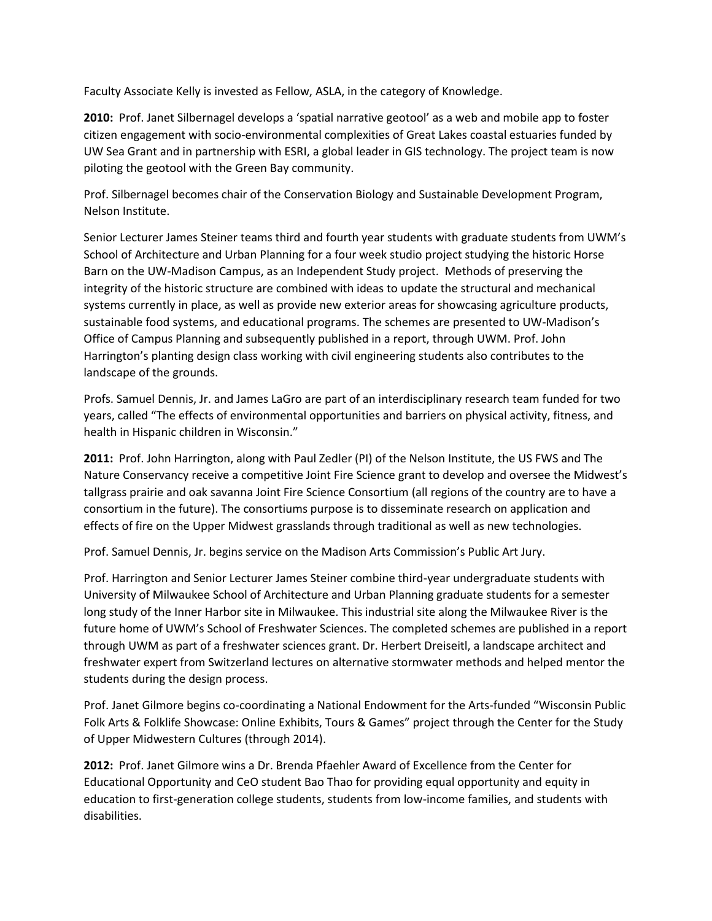Faculty Associate Kelly is invested as Fellow, ASLA, in the category of Knowledge.

**2010:** Prof. Janet Silbernagel develops a 'spatial narrative geotool' as a web and mobile app to foster citizen engagement with socio-environmental complexities of Great Lakes coastal estuaries funded by UW Sea Grant and in partnership with ESRI, a global leader in GIS technology. The project team is now piloting the geotool with the Green Bay community.

Prof. Silbernagel becomes chair of the Conservation Biology and Sustainable Development Program, Nelson Institute.

Senior Lecturer James Steiner teams third and fourth year students with graduate students from UWM's School of Architecture and Urban Planning for a four week studio project studying the historic Horse Barn on the UW-Madison Campus, as an Independent Study project. Methods of preserving the integrity of the historic structure are combined with ideas to update the structural and mechanical systems currently in place, as well as provide new exterior areas for showcasing agriculture products, sustainable food systems, and educational programs. The schemes are presented to UW-Madison's Office of Campus Planning and subsequently published in a report, through UWM. Prof. John Harrington's planting design class working with civil engineering students also contributes to the landscape of the grounds.

Profs. Samuel Dennis, Jr. and James LaGro are part of an interdisciplinary research team funded for two years, called "The effects of environmental opportunities and barriers on physical activity, fitness, and health in Hispanic children in Wisconsin."

**2011:** Prof. John Harrington, along with Paul Zedler (PI) of the Nelson Institute, the US FWS and The Nature Conservancy receive a competitive Joint Fire Science grant to develop and oversee the Midwest's tallgrass prairie and oak savanna Joint Fire Science Consortium (all regions of the country are to have a consortium in the future). The consortiums purpose is to disseminate research on application and effects of fire on the Upper Midwest grasslands through traditional as well as new technologies.

Prof. Samuel Dennis, Jr. begins service on the Madison Arts Commission's Public Art Jury.

Prof. Harrington and Senior Lecturer James Steiner combine third-year undergraduate students with University of Milwaukee School of Architecture and Urban Planning graduate students for a semester long study of the Inner Harbor site in Milwaukee. This industrial site along the Milwaukee River is the future home of UWM's School of Freshwater Sciences. The completed schemes are published in a report through UWM as part of a freshwater sciences grant. Dr. Herbert Dreiseitl, a landscape architect and freshwater expert from Switzerland lectures on alternative stormwater methods and helped mentor the students during the design process.

Prof. Janet Gilmore begins co-coordinating a National Endowment for the Arts-funded "Wisconsin Public Folk Arts & Folklife Showcase: Online Exhibits, Tours & Games" project through the Center for the Study of Upper Midwestern Cultures (through 2014).

**2012:** Prof. Janet Gilmore wins a Dr. Brenda Pfaehler Award of Excellence from the Center for Educational Opportunity and CeO student Bao Thao for providing equal opportunity and equity in education to first-generation college students, students from low-income families, and students with disabilities.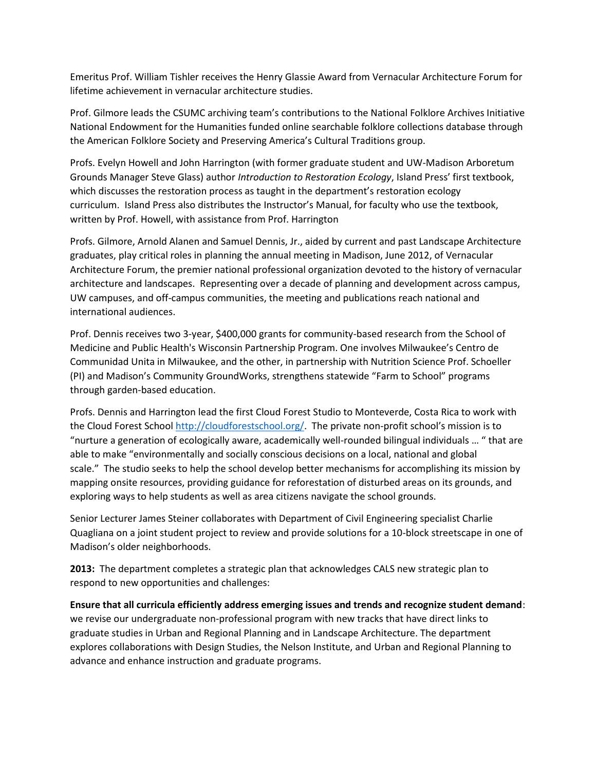Emeritus Prof. William Tishler receives the Henry Glassie Award from Vernacular Architecture Forum for lifetime achievement in vernacular architecture studies.

Prof. Gilmore leads the CSUMC archiving team's contributions to the National Folklore Archives Initiative National Endowment for the Humanities funded online searchable folklore collections database through the American Folklore Society and Preserving America's Cultural Traditions group.

Profs. Evelyn Howell and John Harrington (with former graduate student and UW-Madison Arboretum Grounds Manager Steve Glass) author *Introduction to Restoration Ecology*, Island Press' first textbook, which discusses the restoration process as taught in the department's restoration ecology curriculum. Island Press also distributes the Instructor's Manual, for faculty who use the textbook, written by Prof. Howell, with assistance from Prof. Harrington

Profs. Gilmore, Arnold Alanen and Samuel Dennis, Jr., aided by current and past Landscape Architecture graduates, play critical roles in planning the annual meeting in Madison, June 2012, of Vernacular Architecture Forum, the premier national professional organization devoted to the history of vernacular architecture and landscapes. Representing over a decade of planning and development across campus, UW campuses, and off-campus communities, the meeting and publications reach national and international audiences.

Prof. Dennis receives two 3-year, $400,000 grants for community-based research from the School of Medicine and Public Health's Wisconsin Partnership Program. One involves Milwaukee's Centro de Communidad Unita in Milwaukee, and the other, in partnership with Nutrition Science Prof. Schoeller (PI) and Madison's Community GroundWorks, strengthens statewide "Farm to School" programs through garden-based education.

Profs. Dennis and Harrington lead the first Cloud Forest Studio to Monteverde, Costa Rica to work with the Cloud Forest School http://cloudforestschool.org/. The private non-profit school's mission is to "nurture a generation of ecologically aware, academically well-rounded bilingual individuals … " that are able to make "environmentally and socially conscious decisions on a local, national and global scale." The studio seeks to help the school develop better mechanisms for accomplishing its mission by mapping onsite resources, providing guidance for reforestation of disturbed areas on its grounds, and exploring ways to help students as well as area citizens navigate the school grounds.

Senior Lecturer James Steiner collaborates with Department of Civil Engineering specialist Charlie Quagliana on a joint student project to review and provide solutions for a 10-block streetscape in one of Madison's older neighborhoods.

**2013:** The department completes a strategic plan that acknowledges CALS new strategic plan to respond to new opportunities and challenges:

**Ensure that all curricula efficiently address emerging issues and trends and recognize student demand**: we revise our undergraduate non-professional program with new tracks that have direct links to graduate studies in Urban and Regional Planning and in Landscape Architecture. The department explores collaborations with Design Studies, the Nelson Institute, and Urban and Regional Planning to advance and enhance instruction and graduate programs.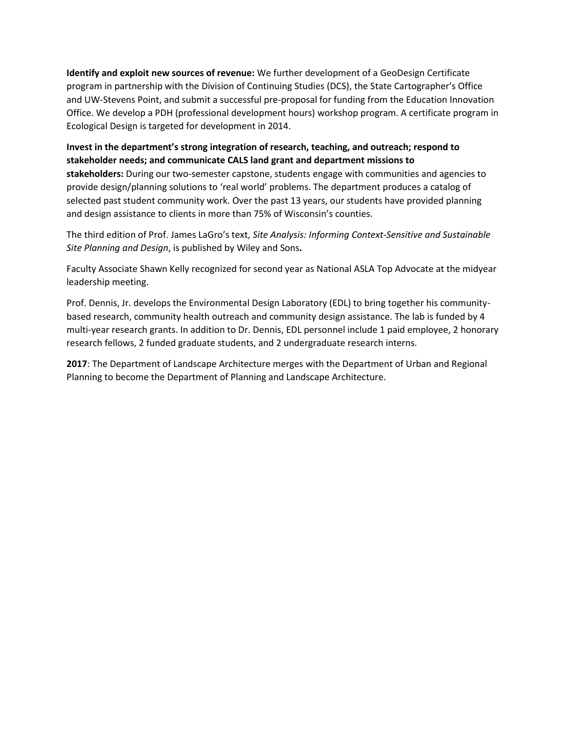**Identify and exploit new sources of revenue:** We further development of a GeoDesign Certificate program in partnership with the Division of Continuing Studies (DCS), the State Cartographer's Office and UW-Stevens Point, and submit a successful pre-proposal for funding from the Education Innovation Office. We develop a PDH (professional development hours) workshop program. A certificate program in Ecological Design is targeted for development in 2014.

**Invest in the department's strong integration of research, teaching, and outreach; respond to stakeholder needs; and communicate CALS land grant and department missions to stakeholders:** During our two-semester capstone, students engage with communities and agencies to provide design/planning solutions to 'real world' problems. The department produces a catalog of selected past student community work. Over the past 13 years, our students have provided planning and design assistance to clients in more than 75% of Wisconsin's counties.

The third edition of Prof. James LaGro's text, *Site Analysis: Informing Context-Sensitive and Sustainable Site Planning and Design*, is published by Wiley and Sons**.**

Faculty Associate Shawn Kelly recognized for second year as National ASLA Top Advocate at the midyear leadership meeting.

Prof. Dennis, Jr. develops the Environmental Design Laboratory (EDL) to bring together his community-based research, community health outreach and community design assistance. The lab is funded by 4 multi-year research grants. In addition to Dr. Dennis, EDL personnel include 1 paid employee, 2 honorary research fellows, 2 funded graduate students, and 2 undergraduate research interns.

**2017**: The Department of Landscape Architecture merges with the Department of Urban and Regional Planning to become the Department of Planning and Landscape Architecture.